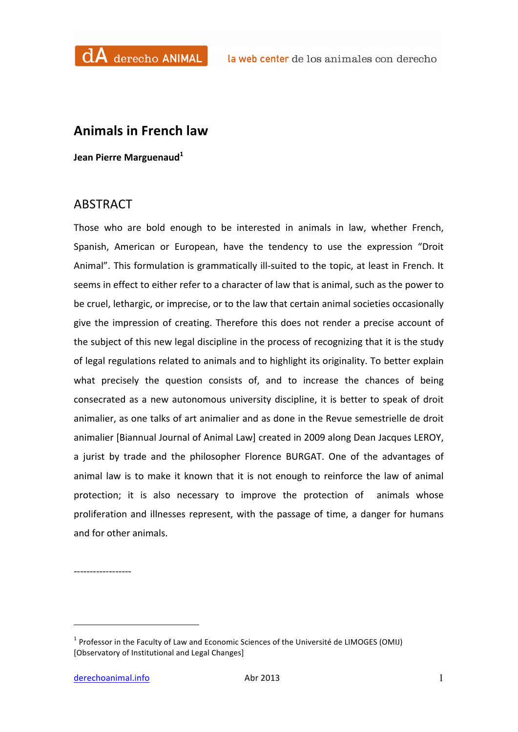# Animals in French law

**Jean Pierre Marguenaud**[1]

## ABSTRACT

Those who are bold enough to be interested in animals in law, whether French, Spanish, American or European, have the tendency to use the expression "Droit Animal". This formulation is grammatically ill-suited to the topic, at least in French. It seems in effect to either refer to a character of law that is animal, such as the power to be cruel, lethargic, or imprecise, or to the law that certain animal societies occasionally give the impression of creating. Therefore this does not render a precise account of the subject of this new legal discipline in the process of recognizing that it is the study of legal regulations related to animals and to highlight its originality. To better explain what precisely the question consists of, and to increase the chances of being consecrated as a new autonomous university discipline, it is better to speak of droit animalier, as one talks of art animalier and as done in the Revue semestrielle de droit animalier [Biannual Journal of Animal Law] created in 2009 along Dean Jacques LEROY, a jurist by trade and the philosopher Florence BURGAT. One of the advantages of animal law is to make it known that it is not enough to reinforce the law of animal protection; it is also necessary to improve the protection of animals whose proliferation and illnesses represent, with the passage of time, a danger for humans and for other animals.

------------------

[1] Professor in the Faculty of Law and Economic Sciences of the Université de LIMOGES (OMIJ) [Observatory of Institutional and Legal Changes]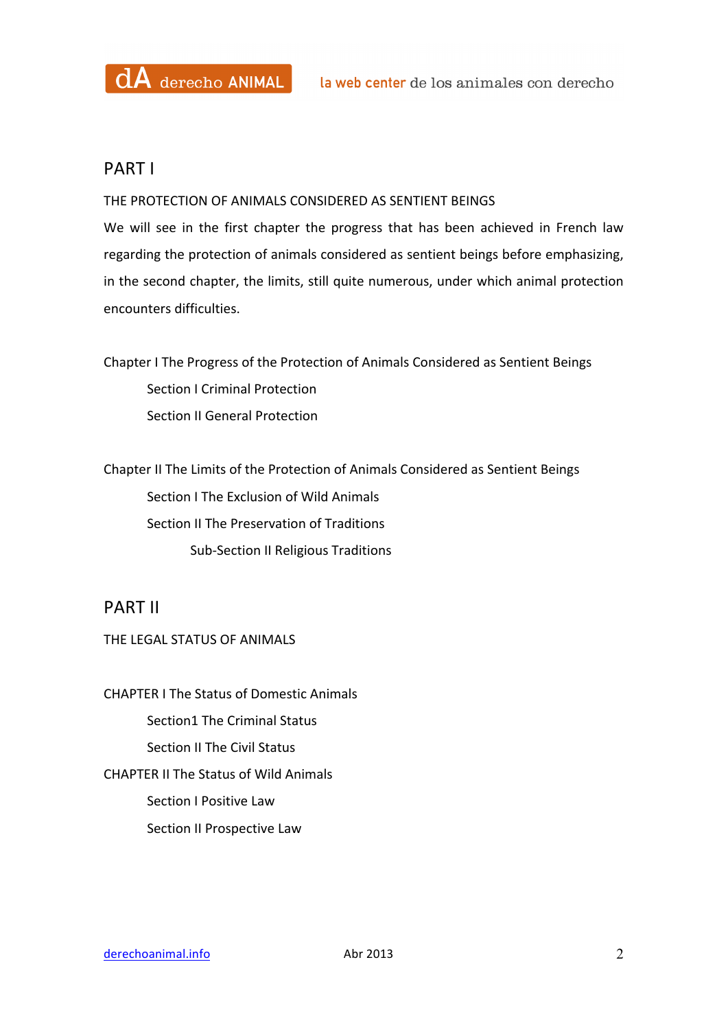## PART I

THE PROTECTION OF ANIMALS CONSIDERED AS SENTIENT BEINGS

We will see in the first chapter the progress that has been achieved in French law regarding the protection of animals considered as sentient beings before emphasizing, in the second chapter, the limits, still quite numerous, under which animal protection encounters difficulties.

Chapter I The Progress of the Protection of Animals Considered as Sentient Beings

- Section I Criminal Protection
- Section II General Protection

Chapter II The Limits of the Protection of Animals Considered as Sentient Beings

- Section I The Exclusion of Wild Animals
- Section II The Preservation of Traditions
  - Sub-Section II Religious Traditions

## PART II

THE LEGAL STATUS OF ANIMALS

CHAPTER I The Status of Domestic Animals

- Section1 The Criminal Status
- Section II The Civil Status

CHAPTER II The Status of Wild Animals

- Section I Positive Law
- Section II Prospective Law